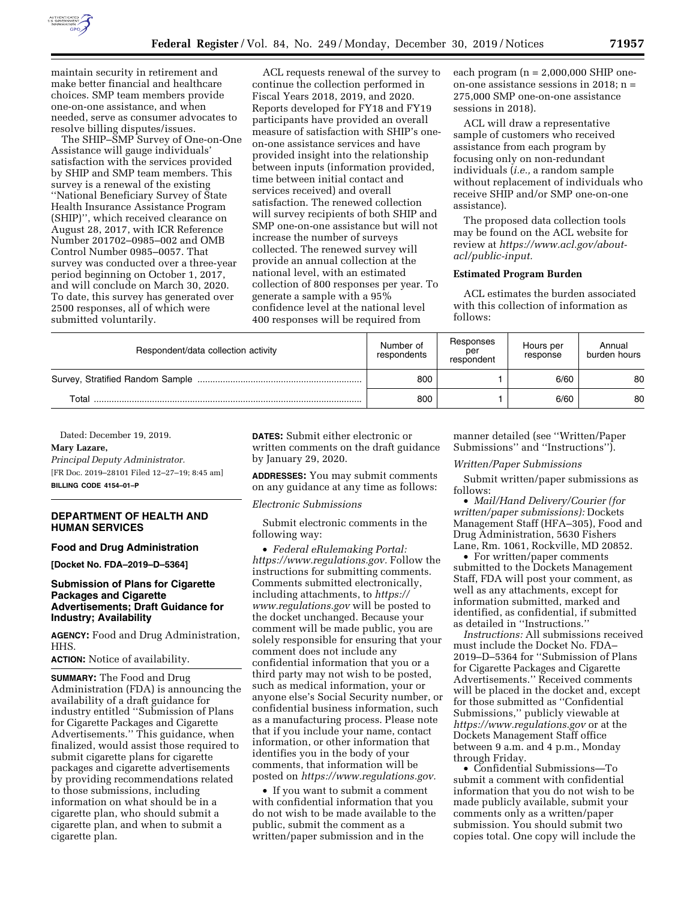maintain security in retirement and make better financial and healthcare choices. SMP team members provide one-on-one assistance, and when needed, serve as consumer advocates to resolve billing disputes/issues.

The SHIP–SMP Survey of One-on-One Assistance will gauge individuals' satisfaction with the services provided by SHIP and SMP team members. This survey is a renewal of the existing ''National Beneficiary Survey of State Health Insurance Assistance Program (SHIP)'', which received clearance on August 28, 2017, with ICR Reference Number 201702–0985–002 and OMB Control Number 0985–0057. That survey was conducted over a three-year period beginning on October 1, 2017, and will conclude on March 30, 2020. To date, this survey has generated over 2500 responses, all of which were submitted voluntarily.

ACL requests renewal of the survey to continue the collection performed in Fiscal Years 2018, 2019, and 2020. Reports developed for FY18 and FY19 participants have provided an overall measure of satisfaction with SHIP's one-on-one assistance services and have provided insight into the relationship between inputs (information provided, time between initial contact and services received) and overall satisfaction. The renewed collection will survey recipients of both SHIP and SMP one-on-one assistance but will not increase the number of surveys collected. The renewed survey will provide an annual collection at the national level, with an estimated collection of 800 responses per year. To generate a sample with a 95% confidence level at the national level 400 responses will be required from each program (n = 2,000,000 SHIP one-on-one assistance sessions in 2018; n = 275,000 SMP one-on-one assistance sessions in 2018).

ACL will draw a representative sample of customers who received assistance from each program by focusing only on non-redundant individuals (*i.e.,* a random sample without replacement of individuals who receive SHIP and/or SMP one-on-one assistance).

The proposed data collection tools may be found on the ACL website for review at *https://www.acl.gov/about-acl/public-input.*

**Estimated Program Burden**

ACL estimates the burden associated with this collection of information as follows:

| Respondent/data collection activity | Number of respondents | Responses per respondent | Hours per response | Annual burden hours |
|---|---|---|---|---|
| Survey, Stratified Random Sample | 800 | 1 | 6/60 | 80 |
| Total | 800 | 1 | 6/60 | 80 |

Dated: December 19, 2019.

**Mary Lazare,**

*Principal Deputy Administrator.*

[FR Doc. 2019–28101 Filed 12–27–19; 8:45 am]

**BILLING CODE 4154–01–P**

## DEPARTMENT OF HEALTH AND HUMAN SERVICES

### Food and Drug Administration

**[Docket No. FDA–2019–D–5364]**

### Submission of Plans for Cigarette Packages and Cigarette Advertisements; Draft Guidance for Industry; Availability

**AGENCY:** Food and Drug Administration, HHS.

**ACTION:** Notice of availability.

**SUMMARY:** The Food and Drug Administration (FDA) is announcing the availability of a draft guidance for industry entitled ''Submission of Plans for Cigarette Packages and Cigarette Advertisements.'' This guidance, when finalized, would assist those required to submit cigarette plans for cigarette packages and cigarette advertisements by providing recommendations related to those submissions, including information on what should be in a cigarette plan, who should submit a cigarette plan, and when to submit a cigarette plan.

**DATES:** Submit either electronic or written comments on the draft guidance by January 29, 2020.

**ADDRESSES:** You may submit comments on any guidance at any time as follows:

*Electronic Submissions*

Submit electronic comments in the following way:

- *Federal eRulemaking Portal: https://www.regulations.gov.* Follow the instructions for submitting comments. Comments submitted electronically, including attachments, to *https://www.regulations.gov* will be posted to the docket unchanged. Because your comment will be made public, you are solely responsible for ensuring that your comment does not include any confidential information that you or a third party may not wish to be posted, such as medical information, your or anyone else's Social Security number, or confidential business information, such as a manufacturing process. Please note that if you include your name, contact information, or other information that identifies you in the body of your comments, that information will be posted on *https://www.regulations.gov.*
- If you want to submit a comment with confidential information that you do not wish to be made available to the public, submit the comment as a written/paper submission and in the manner detailed (see ''Written/Paper Submissions'' and ''Instructions'').

*Written/Paper Submissions*

Submit written/paper submissions as follows:

- *Mail/Hand Delivery/Courier (for written/paper submissions):* Dockets Management Staff (HFA–305), Food and Drug Administration, 5630 Fishers Lane, Rm. 1061, Rockville, MD 20852.
- For written/paper comments submitted to the Dockets Management Staff, FDA will post your comment, as well as any attachments, except for information submitted, marked and identified, as confidential, if submitted as detailed in ''Instructions.''

*Instructions:* All submissions received must include the Docket No. FDA–2019–D–5364 for ''Submission of Plans for Cigarette Packages and Cigarette Advertisements.'' Received comments will be placed in the docket and, except for those submitted as ''Confidential Submissions,'' publicly viewable at *https://www.regulations.gov* or at the Dockets Management Staff office between 9 a.m. and 4 p.m., Monday through Friday.

- Confidential Submissions—To submit a comment with confidential information that you do not wish to be made publicly available, submit your comments only as a written/paper submission. You should submit two copies total. One copy will include the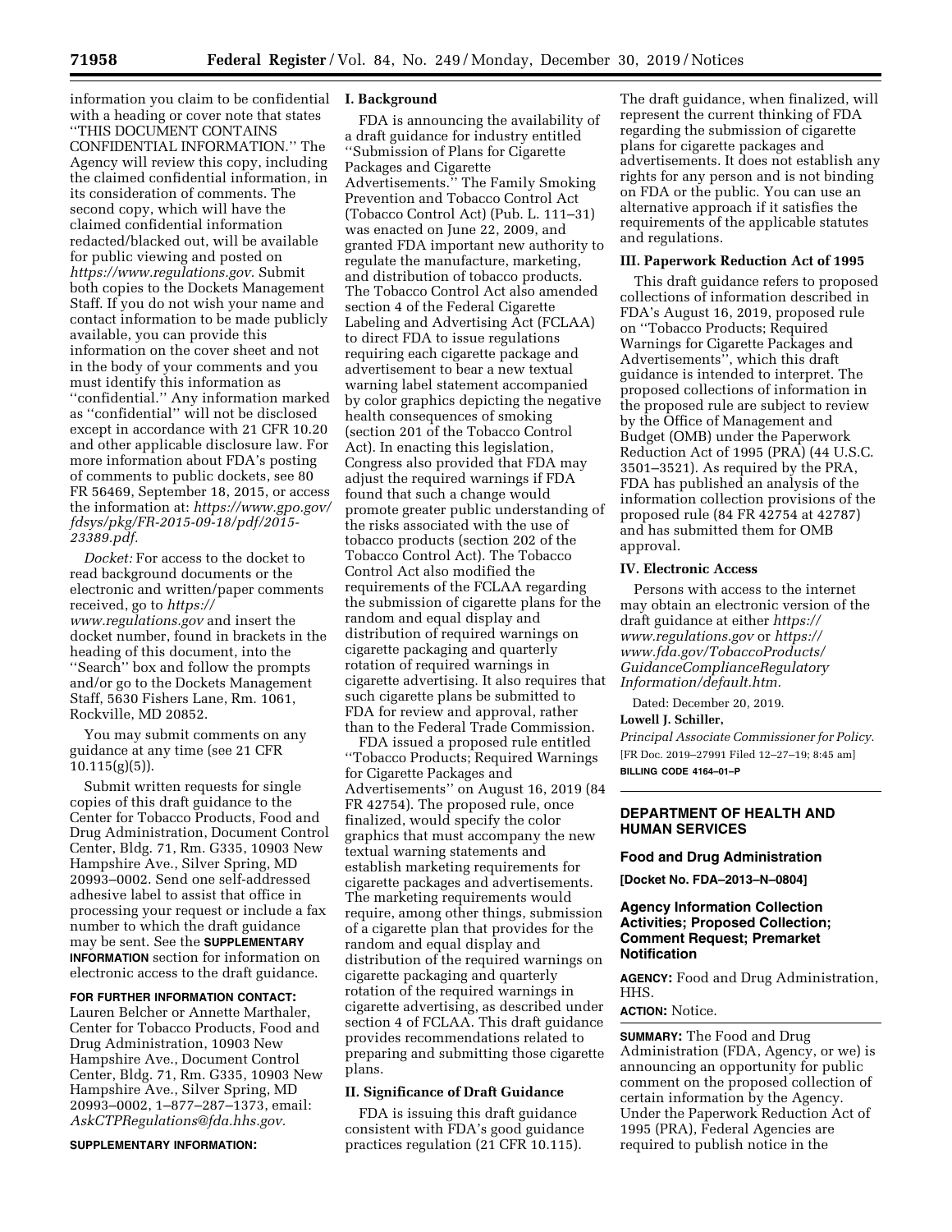information you claim to be confidential with a heading or cover note that states ''THIS DOCUMENT CONTAINS CONFIDENTIAL INFORMATION.'' The Agency will review this copy, including the claimed confidential information, in its consideration of comments. The second copy, which will have the claimed confidential information redacted/blacked out, will be available for public viewing and posted on *https://www.regulations.gov.* Submit both copies to the Dockets Management Staff. If you do not wish your name and contact information to be made publicly available, you can provide this information on the cover sheet and not in the body of your comments and you must identify this information as ''confidential.'' Any information marked as ''confidential'' will not be disclosed except in accordance with 21 CFR 10.20 and other applicable disclosure law. For more information about FDA's posting of comments to public dockets, see 80 FR 56469, September 18, 2015, or access the information at: *https://www.gpo.gov/fdsys/pkg/FR-2015-09-18/pdf/2015-23389.pdf.*

*Docket:* For access to the docket to read background documents or the electronic and written/paper comments received, go to *https://www.regulations.gov* and insert the docket number, found in brackets in the heading of this document, into the ''Search'' box and follow the prompts and/or go to the Dockets Management Staff, 5630 Fishers Lane, Rm. 1061, Rockville, MD 20852.

You may submit comments on any guidance at any time (see 21 CFR 10.115(g)(5)).

Submit written requests for single copies of this draft guidance to the Center for Tobacco Products, Food and Drug Administration, Document Control Center, Bldg. 71, Rm. G335, 10903 New Hampshire Ave., Silver Spring, MD 20993–0002. Send one self-addressed adhesive label to assist that office in processing your request or include a fax number to which the draft guidance may be sent. See the **SUPPLEMENTARY INFORMATION** section for information on electronic access to the draft guidance.

**FOR FURTHER INFORMATION CONTACT:** Lauren Belcher or Annette Marthaler, Center for Tobacco Products, Food and Drug Administration, 10903 New Hampshire Ave., Document Control Center, Bldg. 71, Rm. G335, 10903 New Hampshire Ave., Silver Spring, MD 20993–0002, 1–877–287–1373, email: *AskCTPRegulations@fda.hhs.gov.*

**SUPPLEMENTARY INFORMATION:**

## I. Background

FDA is announcing the availability of a draft guidance for industry entitled ''Submission of Plans for Cigarette Packages and Cigarette Advertisements.'' The Family Smoking Prevention and Tobacco Control Act (Tobacco Control Act) (Pub. L. 111–31) was enacted on June 22, 2009, and granted FDA important new authority to regulate the manufacture, marketing, and distribution of tobacco products. The Tobacco Control Act also amended section 4 of the Federal Cigarette Labeling and Advertising Act (FCLAA) to direct FDA to issue regulations requiring each cigarette package and advertisement to bear a new textual warning label statement accompanied by color graphics depicting the negative health consequences of smoking (section 201 of the Tobacco Control Act). In enacting this legislation, Congress also provided that FDA may adjust the required warnings if FDA found that such a change would promote greater public understanding of the risks associated with the use of tobacco products (section 202 of the Tobacco Control Act). The Tobacco Control Act also modified the requirements of the FCLAA regarding the submission of cigarette plans for the random and equal display and distribution of required warnings on cigarette packaging and quarterly rotation of required warnings in cigarette advertising. It also requires that such cigarette plans be submitted to FDA for review and approval, rather than to the Federal Trade Commission.

FDA issued a proposed rule entitled ''Tobacco Products; Required Warnings for Cigarette Packages and Advertisements'' on August 16, 2019 (84 FR 42754). The proposed rule, once finalized, would specify the color graphics that must accompany the new textual warning statements and establish marketing requirements for cigarette packages and advertisements. The marketing requirements would require, among other things, submission of a cigarette plan that provides for the random and equal display and distribution of the required warnings on cigarette packaging and quarterly rotation of the required warnings in cigarette advertising, as described under section 4 of FCLAA. This draft guidance provides recommendations related to preparing and submitting those cigarette plans.

## II. Significance of Draft Guidance

FDA is issuing this draft guidance consistent with FDA's good guidance practices regulation (21 CFR 10.115). The draft guidance, when finalized, will represent the current thinking of FDA regarding the submission of cigarette plans for cigarette packages and advertisements. It does not establish any rights for any person and is not binding on FDA or the public. You can use an alternative approach if it satisfies the requirements of the applicable statutes and regulations.

## III. Paperwork Reduction Act of 1995

This draft guidance refers to proposed collections of information described in FDA's August 16, 2019, proposed rule on ''Tobacco Products; Required Warnings for Cigarette Packages and Advertisements'', which this draft guidance is intended to interpret. The proposed collections of information in the proposed rule are subject to review by the Office of Management and Budget (OMB) under the Paperwork Reduction Act of 1995 (PRA) (44 U.S.C. 3501–3521). As required by the PRA, FDA has published an analysis of the information collection provisions of the proposed rule (84 FR 42754 at 42787) and has submitted them for OMB approval.

## IV. Electronic Access

Persons with access to the internet may obtain an electronic version of the draft guidance at either *https://www.regulations.gov* or *https://www.fda.gov/TobaccoProducts/GuidanceComplianceRegulatoryInformation/default.htm.*

Dated: December 20, 2019.

**Lowell J. Schiller,**

*Principal Associate Commissioner for Policy.*

[FR Doc. 2019–27991 Filed 12–27–19; 8:45 am]

**BILLING CODE 4164–01–P**

---

# DEPARTMENT OF HEALTH AND HUMAN SERVICES

## Food and Drug Administration

**[Docket No. FDA–2013–N–0804]**

## Agency Information Collection Activities; Proposed Collection; Comment Request; Premarket Notification

**AGENCY:** Food and Drug Administration, HHS.

**ACTION:** Notice.

**SUMMARY:** The Food and Drug Administration (FDA, Agency, or we) is announcing an opportunity for public comment on the proposed collection of certain information by the Agency. Under the Paperwork Reduction Act of 1995 (PRA), Federal Agencies are required to publish notice in the